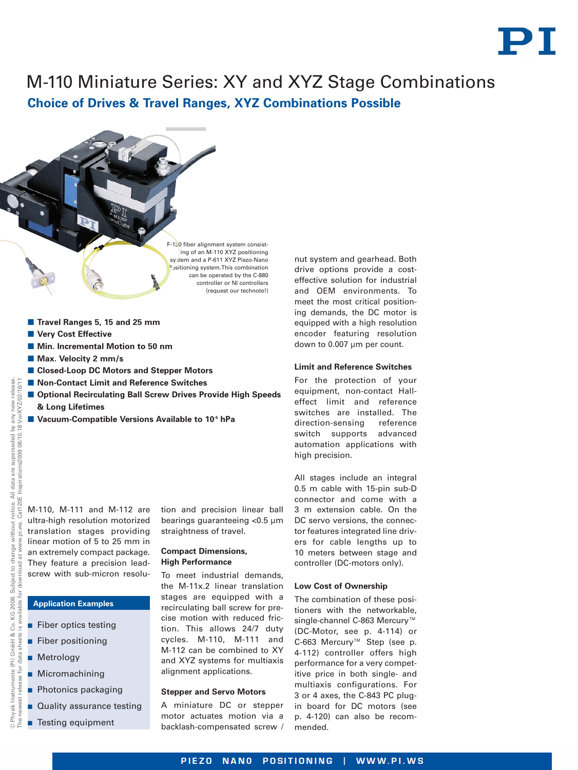# M-110 Miniature Series: XY and XYZ Stage Combinations

## Choice of Drives & Travel Ranges, XYZ Combinations Possible

F-130 fiber alignment system consisting of an M-110 XYZ positioning system and a P-611 XYZ Piezo-Nano Positioning system. This combination can be operated by the C-880 controller or NI controllers (request our technote!)

- **Travel Ranges 5, 15 and 25 mm**
- **Very Cost Effective**
- **Min. Incremental Motion to 50 nm**
- **Max. Velocity 2 mm/s**
- **Closed-Loop DC Motors and Stepper Motors**
- **Non-Contact Limit and Reference Switches**
- **Optional Recirculating Ball Screw Drives Provide High Speeds & Long Lifetimes**
- **Vacuum-Compatible Versions Available to $10^{-6}$ hPa**

M-110, M-111 and M-112 are ultra-high resolution motorized translation stages providing linear motion of 5 to 25 mm in an extremely compact package. They feature a precision lead-screw with sub-micron resolution and precision linear ball bearings guaranteeing <0.5 µm straightness of travel.

### Application Examples

- Fiber optics testing
- Fiber positioning
- Metrology
- Micromachining
- Photonics packaging
- Quality assurance testing
- Testing equipment

### Compact Dimensions, High Performance

To meet industrial demands, the M-11x.2 linear translation stages are equipped with a recirculating ball screw for precise motion with reduced friction. This allows 24/7 duty cycles. M-110, M-111 and M-112 can be combined to XY and XYZ systems for multiaxis alignment applications.

### Stepper and Servo Motors

A miniature DC or stepper motor actuates motion via a backlash-compensated screw / nut system and gearhead. Both drive options provide a cost-effective solution for industrial and OEM environments. To meet the most critical positioning demands, the DC motor is equipped with a high resolution encoder featuring resolution down to 0.007 µm per count.

### Limit and Reference Switches

For the protection of your equipment, non-contact Hall-effect limit and reference switches are installed. The direction-sensing reference switch supports advanced automation applications with high precision.

All stages include an integral 0.5 m cable with 15-pin sub-D connector and come with a 3 m extension cable. On the DC servo versions, the connector features integrated line drivers for cable lengths up to 10 meters between stage and controller (DC-motors only).

### Low Cost of Ownership

The combination of these positioners with the networkable, single-channel C-863 Mercury™ (DC-Motor, see p. 4-114) or C-663 Mercury™ Step (see p. 4-112) controller offers high performance for a very competitive price in both single- and multiaxis configurations. For 3 or 4 axes, the C-843 PC plug-in board for DC motors (see p. 4-120) can also be recommended.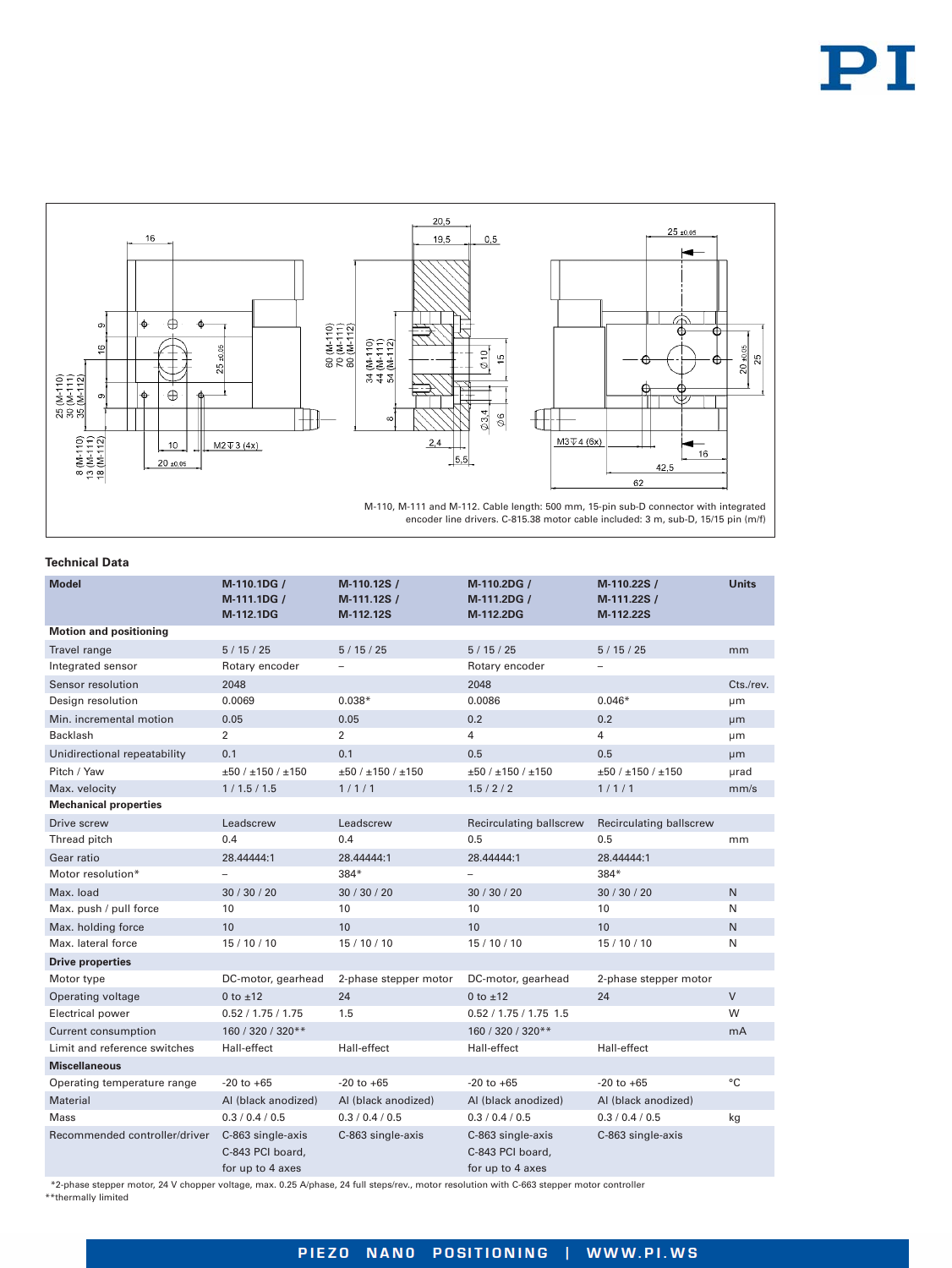M-110, M-111 and M-112. Cable length: 500 mm, 15-pin sub-D connector with integrated encoder line drivers. C-815.38 motor cable included: 3 m, sub-D, 15/15 pin (m/f)

## Technical Data

| Model | M-110.1DG / M-111.1DG / M-112.1DG | M-110.12S / M-111.12S / M-112.12S | M-110.2DG / M-111.2DG / M-112.2DG | M-110.22S / M-111.22S / M-112.22S | Units |
|---|---|---|---|---|---|
| **Motion and positioning** | | | | | |
| Travel range | 5 / 15 / 25 | 5 / 15 / 25 | 5 / 15 / 25 | 5 / 15 / 25 | mm |
| Integrated sensor | Rotary encoder | – | Rotary encoder | – | |
| Sensor resolution | 2048 | | 2048 | | Cts./rev. |
| Design resolution | 0.0069 | 0.038* | 0.0086 | 0.046* | µm |
| Min. incremental motion | 0.05 | 0.05 | 0.2 | 0.2 | µm |
| Backlash | 2 | 2 | 4 | 4 | µm |
| Unidirectional repeatability | 0.1 | 0.1 | 0.5 | 0.5 | µm |
| Pitch / Yaw | ±50 / ±150 / ±150 | ±50 / ±150 / ±150 | ±50 / ±150 / ±150 | ±50 / ±150 / ±150 | µrad |
| Max. velocity | 1 / 1.5 / 1.5 | 1 / 1 / 1 | 1.5 / 2 / 2 | 1 / 1 / 1 | mm/s |
| **Mechanical properties** | | | | | |
| Drive screw | Leadscrew | Leadscrew | Recirculating ballscrew | Recirculating ballscrew | |
| Thread pitch | 0.4 | 0.4 | 0.5 | 0.5 | mm |
| Gear ratio | 28.44444:1 | 28.44444:1 | 28.44444:1 | 28.44444:1 | |
| Motor resolution* | – | 384* | – | 384* | |
| Max. load | 30 / 30 / 20 | 30 / 30 / 20 | 30 / 30 / 20 | 30 / 30 / 20 | N |
| Max. push / pull force | 10 | 10 | 10 | 10 | N |
| Max. holding force | 10 | 10 | 10 | 10 | N |
| Max. lateral force | 15 / 10 / 10 | 15 / 10 / 10 | 15 / 10 / 10 | 15 / 10 / 10 | N |
| **Drive properties** | | | | | |
| Motor type | DC-motor, gearhead | 2-phase stepper motor | DC-motor, gearhead | 2-phase stepper motor | |
| Operating voltage | 0 to ±12 | 24 | 0 to ±12 | 24 | V |
| Electrical power | 0.52 / 1.75 / 1.75 | 1.5 | 0.52 / 1.75 / 1.75 1.5 | | W |
| Current consumption | 160 / 320 / 320** | | 160 / 320 / 320** | | mA |
| Limit and reference switches | Hall-effect | Hall-effect | Hall-effect | Hall-effect | |
| **Miscellaneous** | | | | | |
| Operating temperature range | -20 to +65 | -20 to +65 | -20 to +65 | -20 to +65 | °C |
| Material | Al (black anodized) | Al (black anodized) | Al (black anodized) | Al (black anodized) | |
| Mass | 0.3 / 0.4 / 0.5 | 0.3 / 0.4 / 0.5 | 0.3 / 0.4 / 0.5 | 0.3 / 0.4 / 0.5 | kg |
| Recommended controller/driver | C-863 single-axis C-843 PCI board, for up to 4 axes | C-863 single-axis | C-863 single-axis C-843 PCI board, for up to 4 axes | C-863 single-axis | |

*2-phase stepper motor, 24 V chopper voltage, max. 0.25 A/phase, 24 full steps/rev., motor resolution with C-663 stepper motor controller
**thermally limited